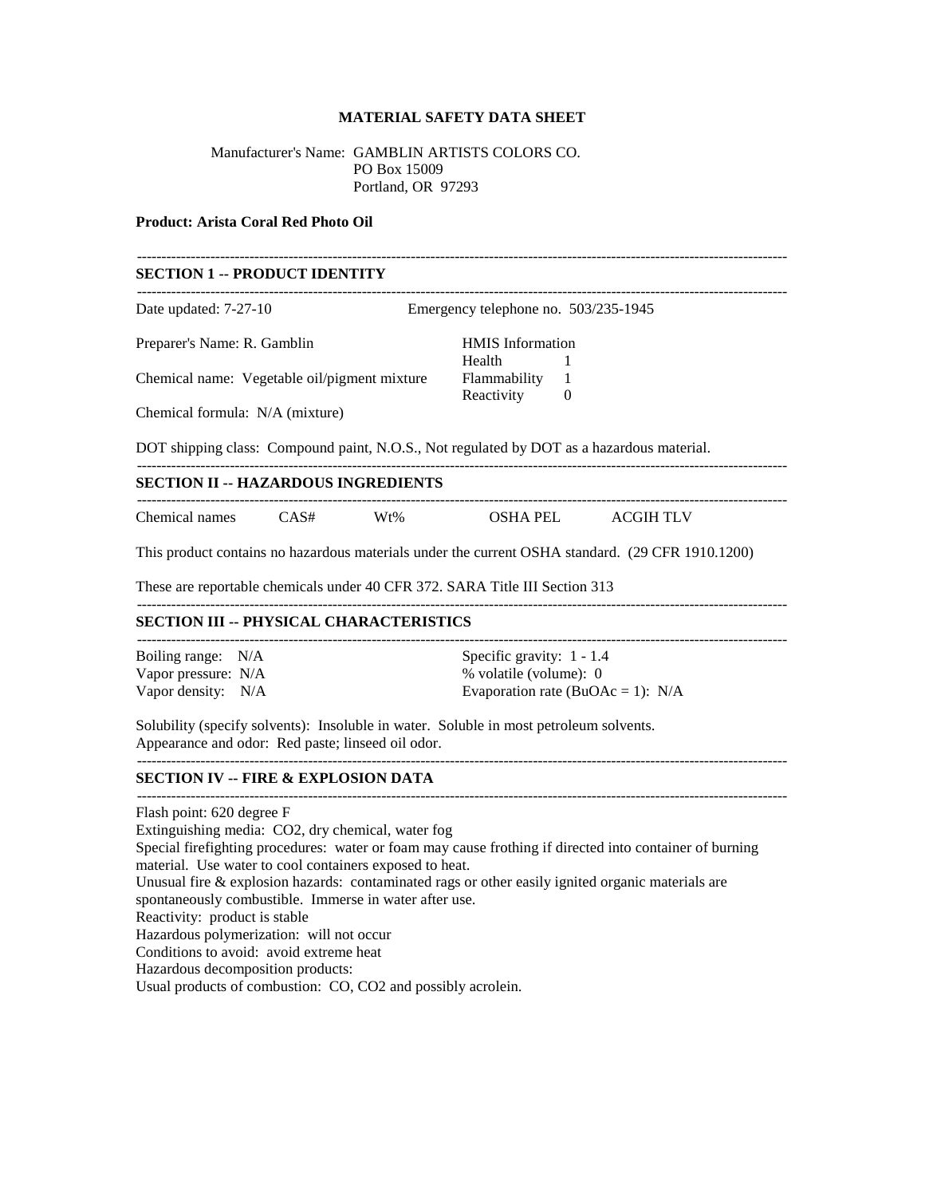# MATERIAL SAFETY DATA SHEET

Manufacturer's Name: GAMBLIN ARTISTS COLORS CO.
PO Box 15009
Portland, OR 97293

**Product: Arista Coral Red Photo Oil**

## SECTION 1 -- PRODUCT IDENTITY

Date updated: 7-27-10

Emergency telephone no. 503/235-1945

Preparer's Name: R. Gamblin

Chemical name: Vegetable oil/pigment mixture

Chemical formula: N/A (mixture)

HMIS Information

| | |
|---|---|
| Health | 1 |
| Flammability | 1 |
| Reactivity | 0 |

DOT shipping class: Compound paint, N.O.S., Not regulated by DOT as a hazardous material.

## SECTION II -- HAZARDOUS INGREDIENTS

| Chemical names | CAS# | Wt% | OSHA PEL | ACGIH TLV |
|---|---|---|---|---|

This product contains no hazardous materials under the current OSHA standard. (29 CFR 1910.1200)

These are reportable chemicals under 40 CFR 372. SARA Title III Section 313

## SECTION III -- PHYSICAL CHARACTERISTICS

Boiling range: N/A
Vapor pressure: N/A
Vapor density: N/A

Specific gravity: 1 - 1.4
% volatile (volume): 0
Evaporation rate (BuOAc = 1): N/A

Solubility (specify solvents): Insoluble in water. Soluble in most petroleum solvents.
Appearance and odor: Red paste; linseed oil odor.

## SECTION IV -- FIRE & EXPLOSION DATA

Flash point: 620 degree F
Extinguishing media: $CO_2$, dry chemical, water fog
Special firefighting procedures: water or foam may cause frothing if directed into container of burning material. Use water to cool containers exposed to heat.
Unusual fire & explosion hazards: contaminated rags or other easily ignited organic materials are spontaneously combustible. Immerse in water after use.
Reactivity: product is stable
Hazardous polymerization: will not occur
Conditions to avoid: avoid extreme heat
Hazardous decomposition products:
Usual products of combustion: CO, $CO_2$ and possibly acrolein.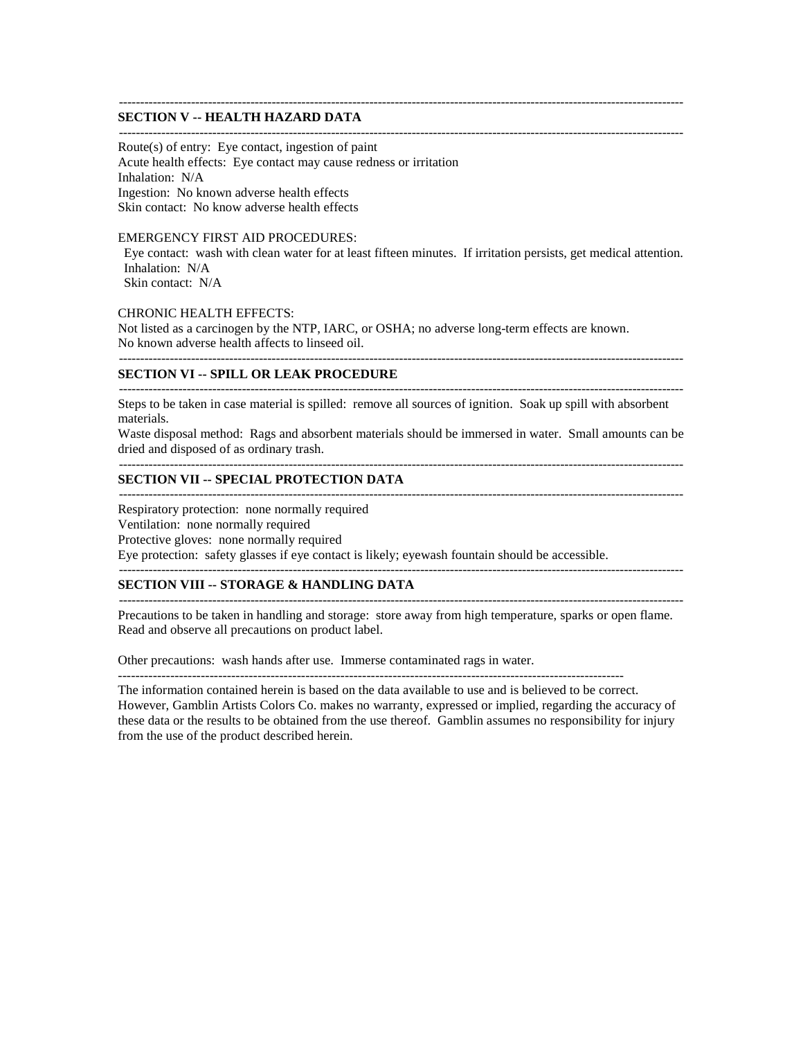## SECTION V -- HEALTH HAZARD DATA

Route(s) of entry: Eye contact, ingestion of paint
Acute health effects: Eye contact may cause redness or irritation
Inhalation: N/A
Ingestion: No known adverse health effects
Skin contact: No know adverse health effects

EMERGENCY FIRST AID PROCEDURES:
Eye contact: wash with clean water for at least fifteen minutes. If irritation persists, get medical attention.
Inhalation: N/A
Skin contact: N/A

CHRONIC HEALTH EFFECTS:
Not listed as a carcinogen by the NTP, IARC, or OSHA; no adverse long-term effects are known.
No known adverse health affects to linseed oil.

## SECTION VI -- SPILL OR LEAK PROCEDURE

Steps to be taken in case material is spilled: remove all sources of ignition. Soak up spill with absorbent materials.
Waste disposal method: Rags and absorbent materials should be immersed in water. Small amounts can be dried and disposed of as ordinary trash.

## SECTION VII -- SPECIAL PROTECTION DATA

Respiratory protection: none normally required
Ventilation: none normally required
Protective gloves: none normally required
Eye protection: safety glasses if eye contact is likely; eyewash fountain should be accessible.

## SECTION VIII -- STORAGE & HANDLING DATA

Precautions to be taken in handling and storage: store away from high temperature, sparks or open flame. Read and observe all precautions on product label.

Other precautions: wash hands after use. Immerse contaminated rags in water.

---

The information contained herein is based on the data available to use and is believed to be correct. However, Gamblin Artists Colors Co. makes no warranty, expressed or implied, regarding the accuracy of these data or the results to be obtained from the use thereof. Gamblin assumes no responsibility for injury from the use of the product described herein.